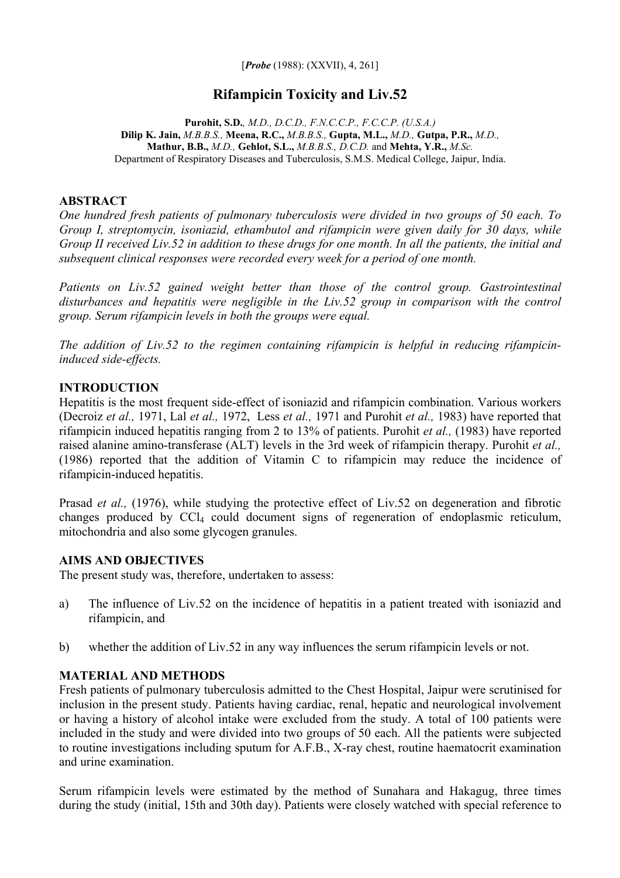[*Probe* (1988): (XXVII), 4, 261]

# Rifampicin Toxicity and Liv.52

**Purohit, S.D.**, *M.D., D.C.D., F.N.C.C.P., F.C.C.P. (U.S.A.)*
**Dilip K. Jain,** *M.B.B.S.,* **Meena, R.C.,** *M.B.B.S.,* **Gupta, M.L.,** *M.D.,* **Gutpa, P.R.,** *M.D.,*
**Mathur, B.B.,** *M.D.,* **Gehlot, S.L.,** *M.B.B.S., D.C.D.* and **Mehta, Y.R.,** *M.Sc.*
Department of Respiratory Diseases and Tuberculosis, S.M.S. Medical College, Jaipur, India.

## ABSTRACT

*One hundred fresh patients of pulmonary tuberculosis were divided in two groups of 50 each. To Group I, streptomycin, isoniazid, ethambutol and rifampicin were given daily for 30 days, while Group II received Liv.52 in addition to these drugs for one month. In all the patients, the initial and subsequent clinical responses were recorded every week for a period of one month.*

*Patients on Liv.52 gained weight better than those of the control group. Gastrointestinal disturbances and hepatitis were negligible in the Liv.52 group in comparison with the control group. Serum rifampicin levels in both the groups were equal.*

*The addition of Liv.52 to the regimen containing rifampicin is helpful in reducing rifampicin-induced side-effects.*

## INTRODUCTION

Hepatitis is the most frequent side-effect of isoniazid and rifampicin combination. Various workers (Decroiz *et al.,* 1971, Lal *et al.,* 1972, Less *et al.,* 1971 and Purohit *et al.,* 1983) have reported that rifampicin induced hepatitis ranging from 2 to 13% of patients. Purohit *et al.,* (1983) have reported raised alanine amino-transferase (ALT) levels in the 3rd week of rifampicin therapy. Purohit *et al.,* (1986) reported that the addition of Vitamin C to rifampicin may reduce the incidence of rifampicin-induced hepatitis.

Prasad *et al.,* (1976), while studying the protective effect of Liv.52 on degeneration and fibrotic changes produced by $CCl_4$ could document signs of regeneration of endoplasmic reticulum, mitochondria and also some glycogen granules.

## AIMS AND OBJECTIVES

The present study was, therefore, undertaken to assess:

a) The influence of Liv.52 on the incidence of hepatitis in a patient treated with isoniazid and rifampicin, and

b) whether the addition of Liv.52 in any way influences the serum rifampicin levels or not.

## MATERIAL AND METHODS

Fresh patients of pulmonary tuberculosis admitted to the Chest Hospital, Jaipur were scrutinised for inclusion in the present study. Patients having cardiac, renal, hepatic and neurological involvement or having a history of alcohol intake were excluded from the study. A total of 100 patients were included in the study and were divided into two groups of 50 each. All the patients were subjected to routine investigations including sputum for A.F.B., X-ray chest, routine haematocrit examination and urine examination.

Serum rifampicin levels were estimated by the method of Sunahara and Hakagug, three times during the study (initial, 15th and 30th day). Patients were closely watched with special reference to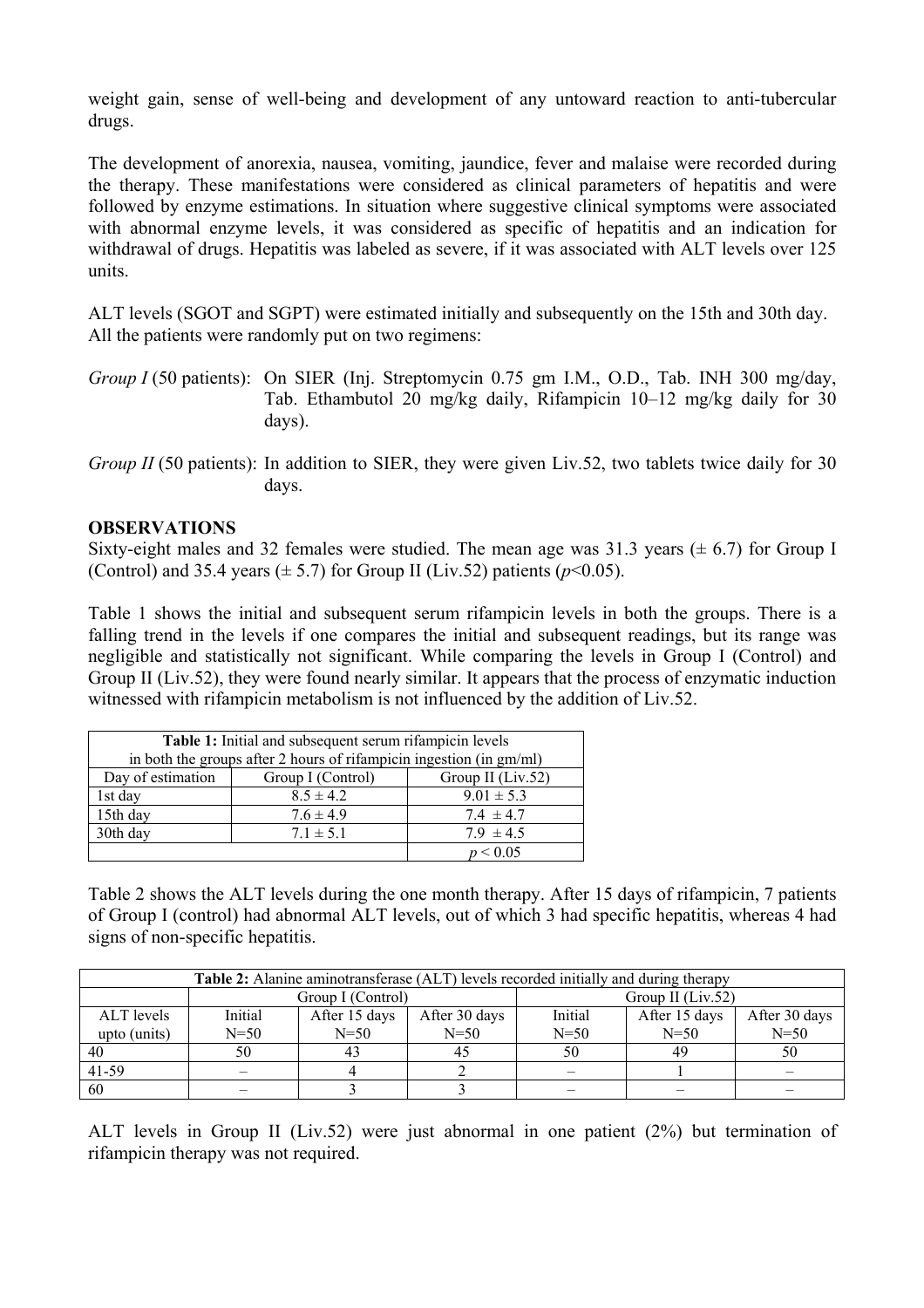weight gain, sense of well-being and development of any untoward reaction to anti-tubercular drugs.

The development of anorexia, nausea, vomiting, jaundice, fever and malaise were recorded during the therapy. These manifestations were considered as clinical parameters of hepatitis and were followed by enzyme estimations. In situation where suggestive clinical symptoms were associated with abnormal enzyme levels, it was considered as specific of hepatitis and an indication for withdrawal of drugs. Hepatitis was labeled as severe, if it was associated with ALT levels over 125 units.

ALT levels (SGOT and SGPT) were estimated initially and subsequently on the 15th and 30th day. All the patients were randomly put on two regimens:

*Group I* (50 patients): On SIER (Inj. Streptomycin 0.75 gm I.M., O.D., Tab. INH 300 mg/day, Tab. Ethambutol 20 mg/kg daily, Rifampicin 10–12 mg/kg daily for 30 days).

*Group II* (50 patients): In addition to SIER, they were given Liv.52, two tablets twice daily for 30 days.

**OBSERVATIONS**

Sixty-eight males and 32 females were studied. The mean age was 31.3 years (± 6.7) for Group I (Control) and 35.4 years (± 5.7) for Group II (Liv.52) patients ($p<0.05$).

Table 1 shows the initial and subsequent serum rifampicin levels in both the groups. There is a falling trend in the levels if one compares the initial and subsequent readings, but its range was negligible and statistically not significant. While comparing the levels in Group I (Control) and Group II (Liv.52), they were found nearly similar. It appears that the process of enzymatic induction witnessed with rifampicin metabolism is not influenced by the addition of Liv.52.

**Table 1:** Initial and subsequent serum rifampicin levels in both the groups after 2 hours of rifampicin ingestion (in gm/ml)

| Day of estimation | Group I (Control) | Group II (Liv.52) |
|---|---|---|
| 1st day | 8.5 ± 4.2 | 9.01 ± 5.3 |
| 15th day | 7.6 ± 4.9 | 7.4 ± 4.7 |
| 30th day | 7.1 ± 5.1 | 7.9 ± 4.5 |
| | | $p < 0.05$ |

Table 2 shows the ALT levels during the one month therapy. After 15 days of rifampicin, 7 patients of Group I (control) had abnormal ALT levels, out of which 3 had specific hepatitis, whereas 4 had signs of non-specific hepatitis.

**Table 2:** Alanine aminotransferase (ALT) levels recorded initially and during therapy

| | Group I (Control) | | | Group II (Liv.52) | | |
|---|---|---|---|---|---|---|
| ALT levels upto (units) | Initial N=50 | After 15 days N=50 | After 30 days N=50 | Initial N=50 | After 15 days N=50 | After 30 days N=50 |
| 40 | 50 | 43 | 45 | 50 | 49 | 50 |
| 41-59 | – | 4 | 2 | – | 1 | – |
| 60 | – | 3 | 3 | – | – | – |

ALT levels in Group II (Liv.52) were just abnormal in one patient (2%) but termination of rifampicin therapy was not required.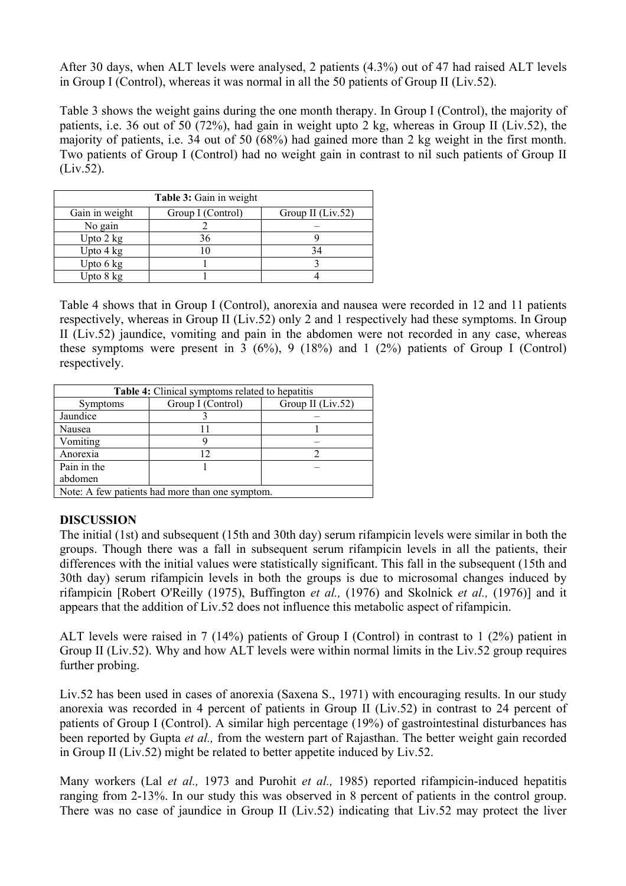After 30 days, when ALT levels were analysed, 2 patients (4.3%) out of 47 had raised ALT levels in Group I (Control), whereas it was normal in all the 50 patients of Group II (Liv.52).

Table 3 shows the weight gains during the one month therapy. In Group I (Control), the majority of patients, i.e. 36 out of 50 (72%), had gain in weight upto 2 kg, whereas in Group II (Liv.52), the majority of patients, i.e. 34 out of 50 (68%) had gained more than 2 kg weight in the first month. Two patients of Group I (Control) had no weight gain in contrast to nil such patients of Group II (Liv.52).

**Table 3:** Gain in weight

| Gain in weight | Group I (Control) | Group II (Liv.52) |
|---|---|---|
| No gain | 2 | – |
| Upto 2 kg | 36 | 9 |
| Upto 4 kg | 10 | 34 |
| Upto 6 kg | 1 | 3 |
| Upto 8 kg | 1 | 4 |

Table 4 shows that in Group I (Control), anorexia and nausea were recorded in 12 and 11 patients respectively, whereas in Group II (Liv.52) only 2 and 1 respectively had these symptoms. In Group II (Liv.52) jaundice, vomiting and pain in the abdomen were not recorded in any case, whereas these symptoms were present in 3 (6%), 9 (18%) and 1 (2%) patients of Group I (Control) respectively.

**Table 4:** Clinical symptoms related to hepatitis

| Symptoms | Group I (Control) | Group II (Liv.52) |
|---|---|---|
| Jaundice | 3 | – |
| Nausea | 11 | 1 |
| Vomiting | 9 | – |
| Anorexia | 12 | 2 |
| Pain in the abdomen | 1 | – |

Note: A few patients had more than one symptom.

## DISCUSSION

The initial (1st) and subsequent (15th and 30th day) serum rifampicin levels were similar in both the groups. Though there was a fall in subsequent serum rifampicin levels in all the patients, their differences with the initial values were statistically significant. This fall in the subsequent (15th and 30th day) serum rifampicin levels in both the groups is due to microsomal changes induced by rifampicin [Robert O'Reilly (1975), Buffington *et al.,* (1976) and Skolnick *et al.,* (1976)] and it appears that the addition of Liv.52 does not influence this metabolic aspect of rifampicin.

ALT levels were raised in 7 (14%) patients of Group I (Control) in contrast to 1 (2%) patient in Group II (Liv.52). Why and how ALT levels were within normal limits in the Liv.52 group requires further probing.

Liv.52 has been used in cases of anorexia (Saxena S., 1971) with encouraging results. In our study anorexia was recorded in 4 percent of patients in Group II (Liv.52) in contrast to 24 percent of patients of Group I (Control). A similar high percentage (19%) of gastrointestinal disturbances has been reported by Gupta *et al.,* from the western part of Rajasthan. The better weight gain recorded in Group II (Liv.52) might be related to better appetite induced by Liv.52.

Many workers (Lal *et al.,* 1973 and Purohit *et al.,* 1985) reported rifampicin-induced hepatitis ranging from 2-13%. In our study this was observed in 8 percent of patients in the control group. There was no case of jaundice in Group II (Liv.52) indicating that Liv.52 may protect the liver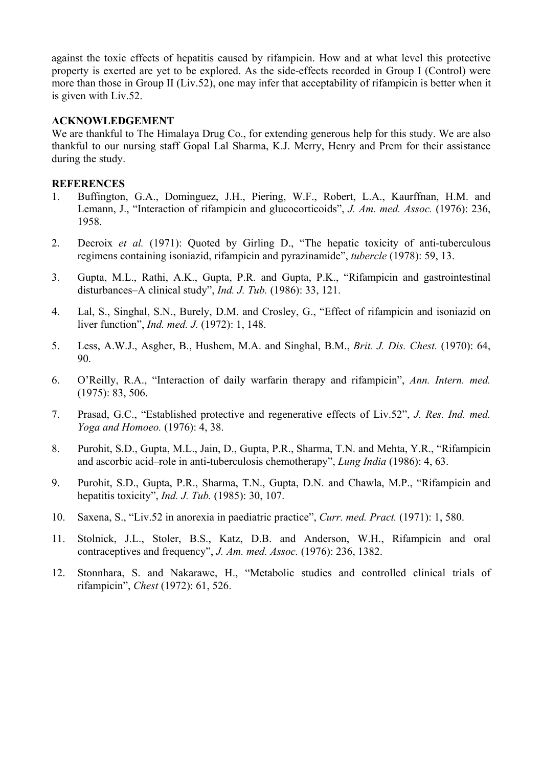against the toxic effects of hepatitis caused by rifampicin. How and at what level this protective property is exerted are yet to be explored. As the side-effects recorded in Group I (Control) were more than those in Group II (Liv.52), one may infer that acceptability of rifampicin is better when it is given with Liv.52.

**ACKNOWLEDGEMENT**

We are thankful to The Himalaya Drug Co., for extending generous help for this study. We are also thankful to our nursing staff Gopal Lal Sharma, K.J. Merry, Henry and Prem for their assistance during the study.

**REFERENCES**

1. Buffington, G.A., Dominguez, J.H., Piering, W.F., Robert, L.A., Kaurffnan, H.M. and Lemann, J., "Interaction of rifampicin and glucocorticoids", *J. Am. med. Assoc.* (1976): 236, 1958.

2. Decroix *et al.* (1971): Quoted by Girling D., "The hepatic toxicity of anti-tuberculous regimens containing isoniazid, rifampicin and pyrazinamide", *tubercle* (1978): 59, 13.

3. Gupta, M.L., Rathi, A.K., Gupta, P.R. and Gupta, P.K., "Rifampicin and gastrointestinal disturbances–A clinical study", *Ind. J. Tub.* (1986): 33, 121.

4. Lal, S., Singhal, S.N., Burely, D.M. and Crosley, G., "Effect of rifampicin and isoniazid on liver function", *Ind. med. J.* (1972): 1, 148.

5. Less, A.W.J., Asgher, B., Hushem, M.A. and Singhal, B.M., *Brit. J. Dis. Chest.* (1970): 64, 90.

6. O'Reilly, R.A., "Interaction of daily warfarin therapy and rifampicin", *Ann. Intern. med.* (1975): 83, 506.

7. Prasad, G.C., "Established protective and regenerative effects of Liv.52", *J. Res. Ind. med. Yoga and Homoeo.* (1976): 4, 38.

8. Purohit, S.D., Gupta, M.L., Jain, D., Gupta, P.R., Sharma, T.N. and Mehta, Y.R., "Rifampicin and ascorbic acid–role in anti-tuberculosis chemotherapy", *Lung India* (1986): 4, 63.

9. Purohit, S.D., Gupta, P.R., Sharma, T.N., Gupta, D.N. and Chawla, M.P., "Rifampicin and hepatitis toxicity", *Ind. J. Tub.* (1985): 30, 107.

10. Saxena, S., "Liv.52 in anorexia in paediatric practice", *Curr. med. Pract.* (1971): 1, 580.

11. Stolnick, J.L., Stoler, B.S., Katz, D.B. and Anderson, W.H., Rifampicin and oral contraceptives and frequency", *J. Am. med. Assoc.* (1976): 236, 1382.

12. Stonnhara, S. and Nakarawe, H., "Metabolic studies and controlled clinical trials of rifampicin", *Chest* (1972): 61, 526.